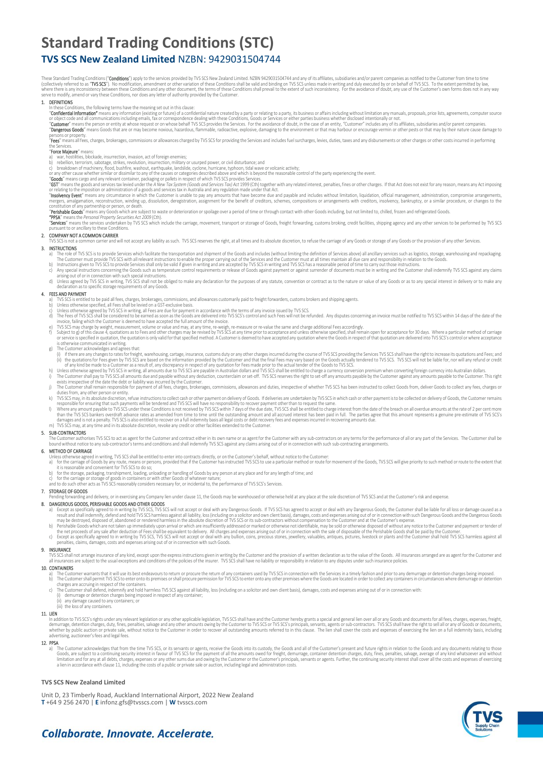# Standard Trading Conditions (STC)

## TVS SCS New Zealand Limited NZBN: 9429031504744

These Standard Trading Conditions ("**Conditions**") apply to the services provided by TVS SCS New Zealand Limited. NZBN 9429031504744 and any of its affiliates, subsidiaries and/or parent companies as notified to the Customer from time to time (collectively referred to as "**TVS SCS**"). No modification, amendment or other variation of these Conditions shall be valid and binding on TVS SCS unless made in writing and duly executed by or on behalf of TVS SCS. To the extent permitted by law, where there is any inconsistency between these Conditions and any other document, the terms of these Conditions shall prevail to the extent of such inconsistency. For the avoidance of doubt, any use of the Customer's own forms does not in any way serve to modify, amend or vary these Conditions, nor does any letter of authority provided by the Customer.

### 1. DEFINITIONS

In these Conditions, the following terms have the meaning set out in this clause:

"**Confidential Information**" means any information (existing or future) of a confidential nature created by a party or relating to a party, its business or affairs including without limitation any manuals, proposals, price lists, agreements, computer source or object code and all communications including emails, fax or correspondence dealing with these Conditions, Goods or Services or either parties business whether disclosed intentionally or not.

"**Customer**" means the person or entity at whose request or on whose behalf TVS SCS provides the Services. For the avoidance of doubt, in the case of an entity, "Customer" includes any of its affiliates, subsidiaries and/or parent companies.

"**Dangerous Goods**" means Goods that are or may become noxious, hazardous, flammable, radioactive, explosive, damaging to the environment or that may harbour or encourage vermin or other pests or that may by their nature cause damage to persons or property.

"**Fees**" means all fees, charges, brokerages, commissions or allowances charged by TVS SCS for providing the Services and includes fuel surcharges, levies, duties, taxes and any disbursements or other charges or other costs incurred in performing the Services.

"**Force Majeure**" means:

a) war, hostilities, blockade, insurrection, invasion, act of foreign enemies;
b) rebellion, terrorism, sabotage, strikes, revolution, insurrection, military or usurped power, or civil disturbance; and
c) breakdown of machinery, flood, bushfire, washout, earthquake, landslide, cyclone, hurricane, typhoon, tidal wave or volcanic activity;

or any other cause whether similar or dissimilar to any of the causes or categories described above and which is beyond the reasonable control of the party experiencing the event.

"**Goods**" means cargo and any relevant container, packaging or pallets in respect of which TVS SCS provides Services.

"**GST**" means the goods and services tax levied under the *A New Tax System (Goods and Services Tax) Act* 1999 (Cth) together with any related interest, penalties, fines or other charges. If that Act does not exist for any reason, means any Act imposing or relating to the imposition or administration of a goods and services tax in Australia and any regulation made under that Act.

"**Insolvency Event**" means any circumstance in which the Customer is unable to pay any amounts that have become due and payable and includes without limitation, liquidation, official management, administration, compromise arrangements, mergers, amalgamation, reconstruction, winding up, dissolution, deregistration, assignment for the benefit of creditors, schemes, compositions or arrangements with creditors, insolvency, bankruptcy, or a similar procedure, or changes to the constitution of any partnership or person, or death.

"**Perishable Goods**" means any Goods which are subject to waste or deterioration or spoilage over a period of time or through contact with other Goods including, but not limited to, chilled, frozen and refrigerated Goods.

"**PPSA**" means the *Personal Property Securities Act 2009* (Cth).

"**Services**" means the services undertaken by TVS SCS which include the carriage, movement, transport or storage of Goods, freight forwarding, customs broking, credit facilities, shipping agency and any other services to be performed by TVS SCS pursuant to or ancillary to these Conditions.

### 2. COMPANY NOT A COMMON CARRIER

TVS SCS is not a common carrier and will not accept any liability as such. TVS SCS reserves the right, at all times and its absolute discretion, to refuse the carriage of any Goods or storage of any Goods or the provision of any other Services.

### 3. INSTRUCTIONS

a) The role of TVS SCS is to provide Services which facilitate the transportation and shipment of the Goods and includes (without limiting the definition of Services above) all ancillary services such as logistics, storage, warehousing and repackaging. The Customer must provide TVS SCS with all relevant instructions to enable the proper carrying out of the Services and the Customer must at all times maintain all due care and responsibility in relation to the Goods.
b) Instructions given to TVS SCS to provide Services shall only be valid if given in writing and are accepted by TVS SCS in writing and TVS SCS has a reasonable period of time to carry out those instructions.
c) Any special instructions concerning the Goods such as temperature control requirements or release of Goods against payment or against surrender of documents must be in writing and the Customer shall indemnify TVS SCS against any claims arising out of or in connection with such special instructions.
d) Unless agreed by TVS SCS in writing, TVS SCS shall not be obliged to make any declaration for the purposes of any statute, convention or contract as to the nature or value of any Goods or as to any special interest in delivery or to make any declaration as to specific storage requirements of any Goods.

### 4. FEES AND PAYMENT

a) TVS SCS is entitled to be paid all fees, charges, brokerages, commissions, and allowances customarily paid to freight forwarders, customs brokers and shipping agents.
b) Unless otherwise specified, all Fees shall be levied on a GST-exclusive basis.
c) Unless otherwise agreed by TVS SCS in writing, all Fees are due for payment in accordance with the terms of any invoice issued by TVS SCS.
d) The Fees of TVS SCS shall be considered to be earned as soon as the Goods are delivered into TVS SCS's control and such Fees will not be refunded. Any disputes concerning an invoice must be notified to TVS SCS within 14 days of the date of the invoice, failing which the Customer is deemed to have accepted the full amount of the invoice.
e) TVS SCS may charge by weight, measurement, volume or value and may, at any time, re-weigh, re-measure or re-value the same and charge additional Fees accordingly.
f) Subject to g) of this clause 4, quotations as to Fees and other charges may be revised by TVS SCS at any time prior to acceptance and unless otherwise specified, shall remain open for acceptance for 30 days. Where a particular method of carriage or service is specified in quotation, the quotation is only valid for that specified method. A Customer is deemed to have accepted any quotation where the Goods in respect of that quotation are delivered into TVS SCS's control or where acceptance is otherwise communicated in writing.
g) The Customer acknowledges and agrees that:
   (i) if there are any changes to rates for freight, warehousing, cartage, insurance, customs duty or any other charges incurred during the course of TVS SCS providing the Services TVS SCS shall have the right to increase its quotations and Fees; and
   (ii) the quotations for Fees given by TVS SCS are based on the information provided by the Customer and that the final Fees may vary based on the Goods actually tendered to TVS SCS. TVS SCS will not be liable for, nor will any refund or credit of any kind be made to a Customer as a result of, any discrepancy in respect of any quotation for Fees made prior to the actual tender of the Goods to TVS SCS.
h) Unless otherwise agreed by TVS SCS in writing, all amounts due to TVS SCS are payable in Australian dollars and TVS SCS shall be entitled to charge a currency conversion premium when converting foreign currency into Australian dollars.
i) The Customer shall pay to TVS SCS all amounts due and payable without any deduction, counterclaim or set-off. TVS SCS reserves the right to set-off any amounts payable by the Customer against any amounts payable to the Customer. This right exists irrespective of the date the debt or liability was incurred by the Customer.
j) The Customer shall remain responsible for payment of all fees, charges, brokerages, commissions, allowances and duties, irrespective of whether TVS SCS has been instructed to collect Goods from, deliver Goods to collect any fees, charges or duties from, any other person or entity.
k) TVS SCS may, in its absolute discretion, refuse instructions to collect cash or other payment on delivery of Goods. If deliveries are undertaken by TVS SCS in which cash or other payment is to be collected on delivery of Goods, the Customer remains responsible for ensuring that such payments will be tendered and TVS SCS will have no responsibility to recover payment other than to request the same.
l) Where any amount payable to TVS SCS under these Conditions is not received by TVS SCS within 7 days of the due date, TVS SCS shall be entitled to charge interest from the date of the breach on all overdue amounts at the rate of 2 per cent more than the TVS SCS bankers overdraft advance rates as amended from time to time until the outstanding amount and all accrued interest has been paid in full. The parties agree that this amount represents a genuine pre-estimate of TVS SCS's damages and is not a penalty. TVS SCS is also entitled to recover on a full indemnity basis all legal costs or debt recovery fees and expenses incurred in recovering amounts due.
m) TVS SCS may, at any time and in its absolute discretion, revoke any credit or other facilities extended to the Customer.

### 5. SUB-CONTRACTORS

The Customer authorises TVS SCS to act as agent for the Customer and contract either in its own name or as agent for the Customer with any sub-contractors on any terms for the performance of all or any part of the Services. The Customer shall be bound without notice to any sub-contractor's terms and conditions and shall indemnify TVS SCS against any claims arising out of or in connection with such sub-contracting arrangements.

### 6. METHOD OF CARRIAGE

Unless otherwise agreed in writing, TVS SCS shall be entitled to enter into contracts directly, or on the Customer's behalf, without notice to the Customer:

a) for the carriage of Goods by any route, means or persons, provided that if the Customer has instructed TVS SCS to use a particular method or route for movement of the Goods, TVS SCS will give priority to such method or route to the extent that it is reasonable and convenient for TVS SCS to do so;
b) for the storage, packaging, transhipment, loading, unloading or handling of Goods by any person at any place and for any length of time; and
c) for the carriage or storage of goods in containers or with other Goods of whatever nature;

and to do such other acts as TVS SCS reasonably considers necessary for, or incidental to, the performance of TVS SCS's Services.

### 7. STORAGE OF GOODS

Pending forwarding and delivery, or in exercising any Company lien under clause 11, the Goods may be warehoused or otherwise held at any place at the sole discretion of TVS SCS and at the Customer's risk and expense.

### 8. DANGEROUS GOODS, PERISHABLE GOODS AND OTHER GOODS

a) Except as specifically agreed to in writing by TVS SCS, TVS SCS will not accept or deal with any Dangerous Goods. If TVS SCS has agreed to accept or deal with any Dangerous Goods, the Customer shall be liable for all loss or damage caused as a result and shall indemnify, defend and hold TVS SCS harmless against all liability, loss (including on a solicitor and own client basis), damages, costs and expenses arising out of or in connection with such Dangerous Goods and the Dangerous Goods may be destroyed, disposed of, abandoned or rendered harmless in the absolute discretion of TVS SCS or its sub-contractors without compensation to the Customer and at the Customer's expense.
b) Perishable Goods which are not taken up immediately upon arrival or which are insufficiently addressed or marked or otherwise not identifiable, may be sold or otherwise disposed of without any notice to the Customer and payment or tender of the net proceeds of any sale after deduction of Fees shall be equivalent to delivery. All charges and expenses arising out of or in connection with the sale of disposable of the Perishable Goods shall be paid by the Customer.
c) Except as specifically agreed to in writing by TVS SCS, TVS SCS will not accept or deal with any bullion, coins, precious stones, jewellery, valuables, antiques, pictures, livestock or plants and the Customer shall hold TVS SCS harmless against all penalties, claims, damages, costs and expenses arising out of or in connection with such Goods.

### 9. INSURANCE

TVS SCS shall not arrange insurance of any kind, except upon the express instructions given in writing by the Customer and the provision of a written declaration as to the value of the Goods. All insurances arranged are as agent for the Customer and all insurances are subject to the usual exceptions and conditions of the policies of the insurer. TVS SCS shall have no liability or responsibility in relation to any disputes under such insurance policies.

### 10. CONTAINERS

a) The Customer warrants that it will use its best endeavours to return or procure the return of any containers used by TVS SCS in connection with the Services in a timely fashion and prior to any demurrage or detention charges being imposed.
b) The Customer shall permit TVS SCS to enter onto its premises or shall procure permission for TVS SCS to enter onto any other premises where the Goods are located in order to collect any containers in circumstances where demurrage or detention charges are accruing in respect of the containers.
c) The Customer shall defend, indemnify and hold harmless TVS SCS against all liability, loss (including on a solicitor and own client basis), damages, costs and expenses arising out of or in connection with:
   (i) demurrage or detention charges being imposed in respect of any container;
   (ii) any damage caused to any containers; or
   (iii) the loss of any containers.

### 11. LIEN

In addition to TVS SCS's rights under any relevant legislation or any other applicable legislation, TVS SCS shall have and the Customer hereby grants a special and general lien over all or any Goods and documents for all fees, charges, expenses, freight, demurrage, detention charges, duty, fines, penalties, salvage and any other amounts owing by the Customer to TVS SCS or TVS SCS's principals, servants, agents or sub-contractors. TVS SCS shall have the right to sell all or any of Goods or documents, whether by public auction or private sale, without notice to the Customer in order to recover all outstanding amounts referred to in this clause. The lien shall cover the costs and expenses of exercising the lien on a full indemnity basis, including advertising, auctioneer's fees and legal fees.

### 12. PPSA

a) The Customer acknowledges that from the time TVS SCS, or its servants or agents, receive the Goods into its custody, the Goods and all of the Customer's present and future rights in relation to the Goods and any documents relating to those Goods, are subject to a continuing security interest in favour of TVS SCS for the payment of all the amounts owed for freight, demurrage, container detention charges, duty, fines, penalties, salvage, average of any kind whatsoever and without limitation and for any it all debts, charges, expenses or any other sums due and owing by the Customer or the Customer's principals, servants or agents. Further, the continuing security interest shall cover all the costs and expenses of exercising a lien in accordance with clause 11, including the costs of a public or private sale or auction, including legal and administration costs.

**TVS SCS New Zealand Limited**

Unit D, 23 Timberly Road, Auckland International Airport, 2022 New Zealand
**T** +64 9 256 2470 | **E** infonz.gfs@tvsscs.com | **W** tvsscs.com

*Collaborate. Innovate. Accelerate.*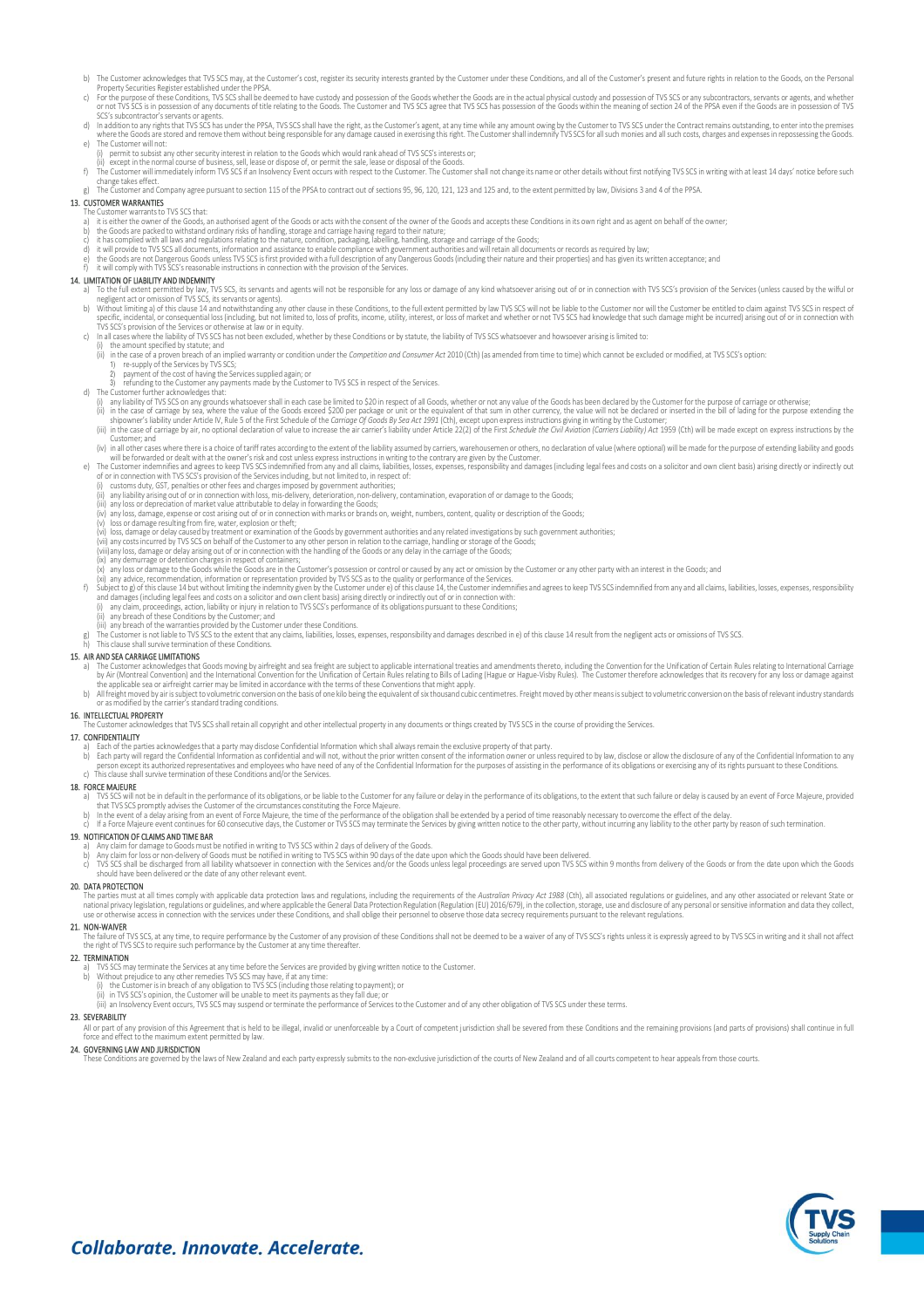b) The Customer acknowledges that TVS SCS may, at the Customer's cost, register its security interests granted by the Customer under these Conditions, and all of the Customer's present and future rights in relation to the Goods, on the Personal Property Securities Register established under the PPSA.

c) For the purpose of these Conditions, TVS SCS shall be deemed to have custody and possession of the Goods whether the Goods are in the actual physical custody and possession of TVS SCS or any subcontractors, servants or agents, and whether or not TVS SCS is in possession of any documents of title relating to the Goods. The Customer and TVS SCS agree that TVS SCS has possession of the Goods within the meaning of section 24 of the PPSA even if the Goods are in possession of TVS SCS's subcontractor's servants or agents.

d) In addition to any rights that TVS SCS has under the PPSA, TVS SCS shall have the right, as the Customer's agent, at any time while any amount owing by the Customer to TVS SCS under the Contract remains outstanding, to enter into the premises where the Goods are stored and remove them without being responsible for any damage caused in exercising this right. The Customer shall indemnify TVS SCS for all such monies and all such costs, charges and expenses in repossessing the Goods.

e) The Customer will not:
   (i) permit to subsist any other security interest in relation to the Goods which would rank ahead of TVS SCS's interests or;
   (ii) except in the normal course of business, sell, lease or dispose of, or permit the sale, lease or disposal of the Goods.

f) The Customer will immediately inform TVS SCS if an Insolvency Event occurs with respect to the Customer. The Customer shall not change its name or other details without first notifying TVS SCS in writing with at least 14 days' notice before such change takes effect.

g) The Customer and Company agree pursuant to section 115 of the PPSA to contract out of sections 95, 96, 120, 121, 123 and 125 and, to the extent permitted by law, Divisions 3 and 4 of the PPSA.

## 13. CUSTOMER WARRANTIES

The Customer warrants to TVS SCS that:

a) it is either the owner of the Goods, an authorised agent of the Goods or acts with the consent of the owner of the Goods and accepts these Conditions in its own right and as agent on behalf of the owner;
b) the Goods are packed to withstand ordinary risks of handling, storage and carriage having regard to their nature;
c) it has complied with all laws and regulations relating to the nature, condition, packaging, labelling, handling, storage and carriage of the Goods;
d) it will provide to TVS SCS all documents, information and assistance to enable compliance with government authorities and will retain all documents or records as required by law;
e) the Goods are not Dangerous Goods unless TVS SCS is first provided with a full description of any Dangerous Goods (including their nature and their properties) and has given its written acceptance; and
f) it will comply with TVS SCS's reasonable instructions in connection with the provision of the Services.

## 14. LIMITATION OF LIABILITY AND INDEMNITY

a) To the full extent permitted by law, TVS SCS, its servants and agents will not be responsible for any loss or damage of any kind whatsoever arising out of or in connection with TVS SCS's provision of the Services (unless caused by the wilful or negligent act or omission of TVS SCS, its servants or agents).

b) Without limiting a) of this clause 14 and notwithstanding any other clause in these Conditions, to the full extent permitted by law TVS SCS will not be liable to the Customer nor will the Customer be entitled to claim against TVS SCS in respect of specific, incidental, or consequential loss (including, but not limited to, loss of profits, income, utility, interest, or loss of market and whether or not TVS SCS had knowledge that such damage might be incurred) arising out of or in connection with TVS SCS's provision of the Services or otherwise at law or in equity.

c) In all cases where the liability of TVS SCS has not been excluded, whether by these Conditions or by statute, the liability of TVS SCS whatsoever and howsoever arising is limited to:
   (i) the amount specified by statute; and
   (ii) in the case of a proven breach of an implied warranty or condition under the *Competition and Consumer Act* 2010 (Cth) (as amended from time to time) which cannot be excluded or modified, at TVS SCS's option:
      1) re-supply of the Services by TVS SCS;
      2) payment of the cost of having the Services supplied again; or
      3) refunding to the Customer any payments made by the Customer to TVS SCS in respect of the Services.

d) The Customer further acknowledges that:
   (i) any liability of TVS SCS on any grounds whatsoever shall in each case be limited to $20 in respect of all Goods, whether or not any value of the Goods has been declared by the Customer for the purpose of carriage or otherwise;
   (ii) in the case of carriage by sea, where the value of the Goods exceed $200 per package or unit or the equivalent of that sum in other currency, the value will not be declared or inserted in the bill of lading for the purpose extending the shipowner's liability under Article IV, Rule 5 of the First Schedule of the *Carriage Of Goods By Sea Act 1991* (Cth), except upon express instructions giving in writing by the Customer;
   (iii) in the case of carriage by air, no optional declaration of value to increase the air carrier's liability under Article 22(2) of the First *Schedule the Civil Aviation (Carriers Liability) Act* 1959 (Cth) will be made except on express instructions by the Customer; and
   (iv) in all other cases where there is a choice of tariff rates according to the extent of the liability assumed by carriers, warehousemen or others, no declaration of value (where optional) will be made for the purpose of extending liability and goods will be forwarded or dealt with at the owner's risk and cost unless express instructions in writing to the contrary are given by the Customer.

e) The Customer indemnifies and agrees to keep TVS SCS indemnified from any and all claims, liabilities, losses, expenses, responsibility and damages (including legal fees and costs on a solicitor and own client basis) arising directly or indirectly out of or in connection with TVS SCS's provision of the Services including, but not limited to, in respect of:
   (i) customs duties, GST, penalties or other fees and charges imposed by government authorities;
   (ii) any liability arising out of or in connection with loss, mis-delivery, deterioration, non-delivery, contamination, evaporation of or damage to the Goods;
   (iii) any loss or depreciation of market value attributable to delay in forwarding the Goods;
   (iv) any loss, damage, expense or cost arising out of or in connection with marks or brands on, weight, numbers, content, quality or description of the Goods;
   (v) loss or damage resulting from fire, water, explosion or theft;
   (vi) loss, damage or delay caused by treatment or examination of the Goods by government authorities and any related investigations by such government authorities;
   (vii) any costs incurred by TVS SCS on behalf of the Customer to any other person in relation to the carriage, handling or storage of the Goods;
   (viii) any loss, damage or delay arising out of or in connection with the handling of the Goods or any delay in the carriage of the Goods;
   (ix) any demurrage or detention charges in respect of containers;
   (x) any loss or damage to the Goods while the Goods are in the Customer's possession or control or caused by any act or omission by the Customer or any other party with an interest in the Goods; and
   (xi) any advice, recommendation, information or representation provided by TVS SCS as to the quality or performance of the Services.

f) Subject to g) of this clause 14 but without limiting the indemnity given by the Customer under e) of this clause 14, the Customer indemnifies and agrees to keep TVS SCS indemnified from any and all claims, liabilities, losses, expenses, responsibility and damages (including legal fees and costs on a solicitor and own client basis) arising directly or indirectly out of or in connection with:
   (i) any claim, proceedings, action, liability or injury in relation to TVS SCS's performance of its obligations pursuant to these Conditions;
   (ii) any breach of these Conditions by the Customer; and
   (iii) any breach of the warranties provided by the Customer under these Conditions.

g) The Customer is not liable to TVS SCS to the extent that any claims, liabilities, losses, expenses, responsibility and damages described in e) of this clause 14 result from the negligent acts or omissions of TVS SCS.

h) This clause shall survive termination of these Conditions.

## 15. AIR AND SEA CARRIAGE LIMITATIONS

a) The Customer acknowledges that Goods moving by airfreight and sea freight are subject to applicable international treaties and amendments thereto, including the Convention for the Unification of Certain Rules relating to International Carriage by Air (Montreal Convention) and the International Convention for the Unification of Certain Rules relating to Bills of Lading (Hague or Hague-Visby Rules). The Customer therefore acknowledges that its recovery for any loss or damage against the applicable sea or airfreight carrier may be limited in accordance with the terms of these Conventions that might apply.

b) All freight moved by air is subject to volumetric conversion on the basis of one kilo being the equivalent of six thousand cubic centimetres. Freight moved by other means is subject to volumetric conversion on the basis of relevant industry standards or as modified by the carrier's standard trading conditions.

## 16. INTELLECTUAL PROPERTY

The Customer acknowledges that TVS SCS shall retain all copyright and other intellectual property in any documents or things created by TVS SCS in the course of providing the Services.

## 17. CONFIDENTIALITY

a) Each of the parties acknowledges that a party may disclose Confidential Information which shall always remain the exclusive property of that party.
b) Each party will regard the Confidential Information as confidential and will not, without the prior written consent of the information owner or unless required to by law, disclose or allow the disclosure of any of the Confidential Information to any person except its authorized representatives and employees who have need of any of the Confidential Information for the purposes of assisting in the performance of its obligations or exercising any of its rights pursuant to these Conditions.
c) This clause shall survive termination of these Conditions and/or the Services.

## 18. FORCE MAJEURE

a) TVS SCS will not be in default in the performance of its obligations, or be liable to the Customer for any failure or delay in the performance of its obligations, to the extent that such failure or delay is caused by an event of Force Majeure, provided that TVS SCS promptly advises the Customer of the circumstances constituting the Force Majeure.
b) In the event of a delay arising from an event of Force Majeure, the time of the performance of the obligation shall be extended by a period of time reasonably necessary to overcome the effect of the delay.
c) If a Force Majeure event continues for 60 consecutive days, the Customer or TVS SCS may terminate the Services by giving written notice to the other party, without incurring any liability to the other party by reason of such termination.

## 19. NOTIFICATION OF CLAIMS AND TIME BAR

a) Any claim for damage to Goods must be notified in writing to TVS SCS within 2 days of delivery of the Goods.
b) Any claim for loss or non-delivery of Goods must be notified in writing to TVS SCS within 90 days of the date upon which the Goods should have been delivered.
c) TVS SCS shall be discharged from all liability whatsoever in connection with the Services and/or the Goods unless legal proceedings are served upon TVS SCS within 9 months from delivery of the Goods or from the date upon which the Goods should have been delivered or the date of any other relevant event.

## 20. DATA PROTECTION

The parties must at all times comply with applicable data protection laws and regulations, including the requirements of the *Australian Privacy Act 1988* (Cth), all associated regulations or guidelines, and any other associated or relevant State or national privacy legislation, regulations or guidelines, and where applicable the General Data Protection Regulation (Regulation (EU) 2016/679), in the collection, storage, use and disclosure of any personal or sensitive information and data they collect, use or otherwise access in connection with the services under these Conditions, and shall oblige their personnel to observe those data secrecy requirements pursuant to the relevant regulations.

## 21. NON-WAIVER

The failure of TVS SCS, at any time, to require performance by the Customer of any provision of these Conditions shall not be deemed to be a waiver of any of TVS SCS's rights unless it is expressly agreed to by TVS SCS in writing and it shall not affect the right of TVS SCS to require such performance by the Customer at any time thereafter.

## 22. TERMINATION

a) TVS SCS may terminate the Services at any time before the Services are provided by giving written notice to the Customer.
b) Without prejudice to any other remedies TVS SCS may have, if at any time:
   (i) the Customer is in breach of any obligation to TVS SCS (including those relating to payment); or
   (ii) in TVS SCS's opinion, the Customer will be unable to meet its payments as they fall due; or
   (iii) an Insolvency Event occurs, TVS SCS may suspend or terminate the performance of Services to the Customer and of any other obligation of TVS SCS under these terms.

## 23. SEVERABILITY

All or part of any provision of this Agreement that is held to be illegal, invalid or unenforceable by a Court of competent jurisdiction shall be severed from these Conditions and the remaining provisions (and parts of provisions) shall continue in full force and effect to the maximum extent permitted by law.

## 24. GOVERNING LAW AND JURISDICTION

These Conditions are governed by the laws of New Zealand and each party expressly submits to the non-exclusive jurisdiction of the courts of New Zealand and of all courts competent to hear appeals from those courts.

*Collaborate. Innovate. Accelerate.*